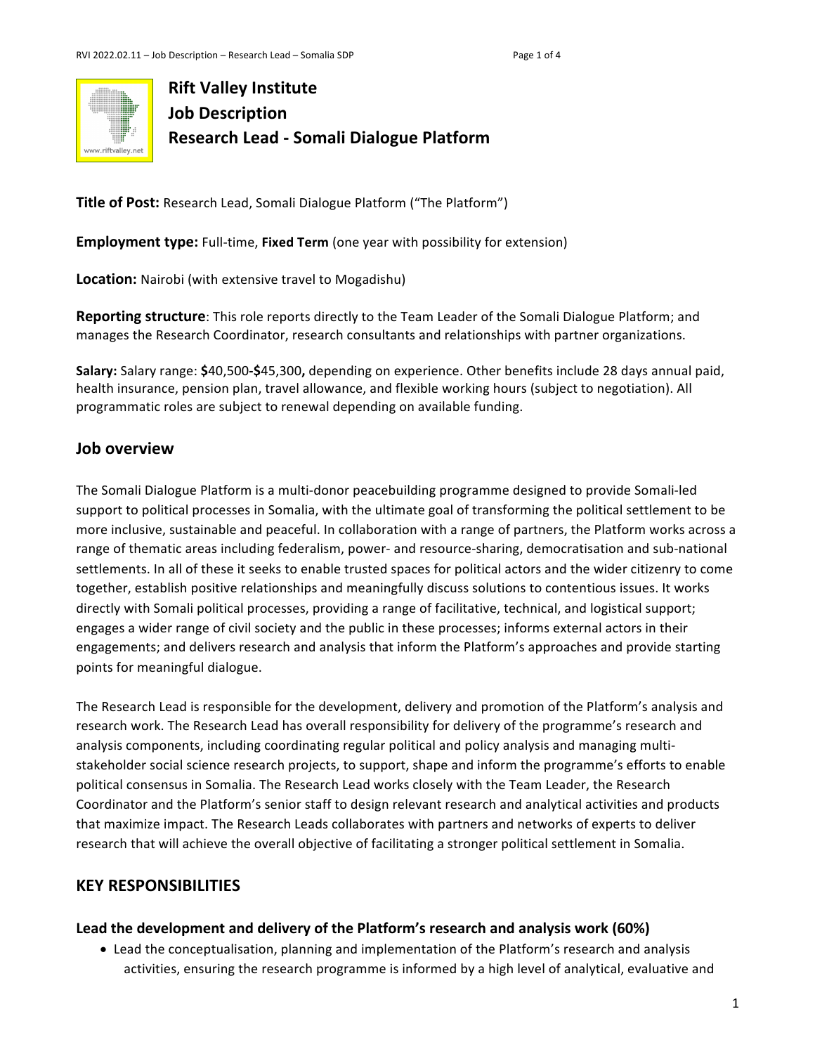# Rift Valley Institute
# Job Description
# Research Lead - Somali Dialogue Platform

**Title of Post:** Research Lead, Somali Dialogue Platform ("The Platform")

**Employment type:** Full-time, **Fixed Term** (one year with possibility for extension)

**Location:** Nairobi (with extensive travel to Mogadishu)

**Reporting structure**: This role reports directly to the Team Leader of the Somali Dialogue Platform; and manages the Research Coordinator, research consultants and relationships with partner organizations.

**Salary:** Salary range: **$**40,500**-$**45,300**,** depending on experience. Other benefits include 28 days annual paid, health insurance, pension plan, travel allowance, and flexible working hours (subject to negotiation). All programmatic roles are subject to renewal depending on available funding.

## Job overview

The Somali Dialogue Platform is a multi-donor peacebuilding programme designed to provide Somali-led support to political processes in Somalia, with the ultimate goal of transforming the political settlement to be more inclusive, sustainable and peaceful. In collaboration with a range of partners, the Platform works across a range of thematic areas including federalism, power- and resource-sharing, democratisation and sub-national settlements. In all of these it seeks to enable trusted spaces for political actors and the wider citizenry to come together, establish positive relationships and meaningfully discuss solutions to contentious issues. It works directly with Somali political processes, providing a range of facilitative, technical, and logistical support; engages a wider range of civil society and the public in these processes; informs external actors in their engagements; and delivers research and analysis that inform the Platform's approaches and provide starting points for meaningful dialogue.

The Research Lead is responsible for the development, delivery and promotion of the Platform's analysis and research work. The Research Lead has overall responsibility for delivery of the programme's research and analysis components, including coordinating regular political and policy analysis and managing multi-stakeholder social science research projects, to support, shape and inform the programme's efforts to enable political consensus in Somalia. The Research Lead works closely with the Team Leader, the Research Coordinator and the Platform's senior staff to design relevant research and analytical activities and products that maximize impact. The Research Leads collaborates with partners and networks of experts to deliver research that will achieve the overall objective of facilitating a stronger political settlement in Somalia.

## KEY RESPONSIBILITIES

### Lead the development and delivery of the Platform's research and analysis work (60%)

- Lead the conceptualisation, planning and implementation of the Platform's research and analysis activities, ensuring the research programme is informed by a high level of analytical, evaluative and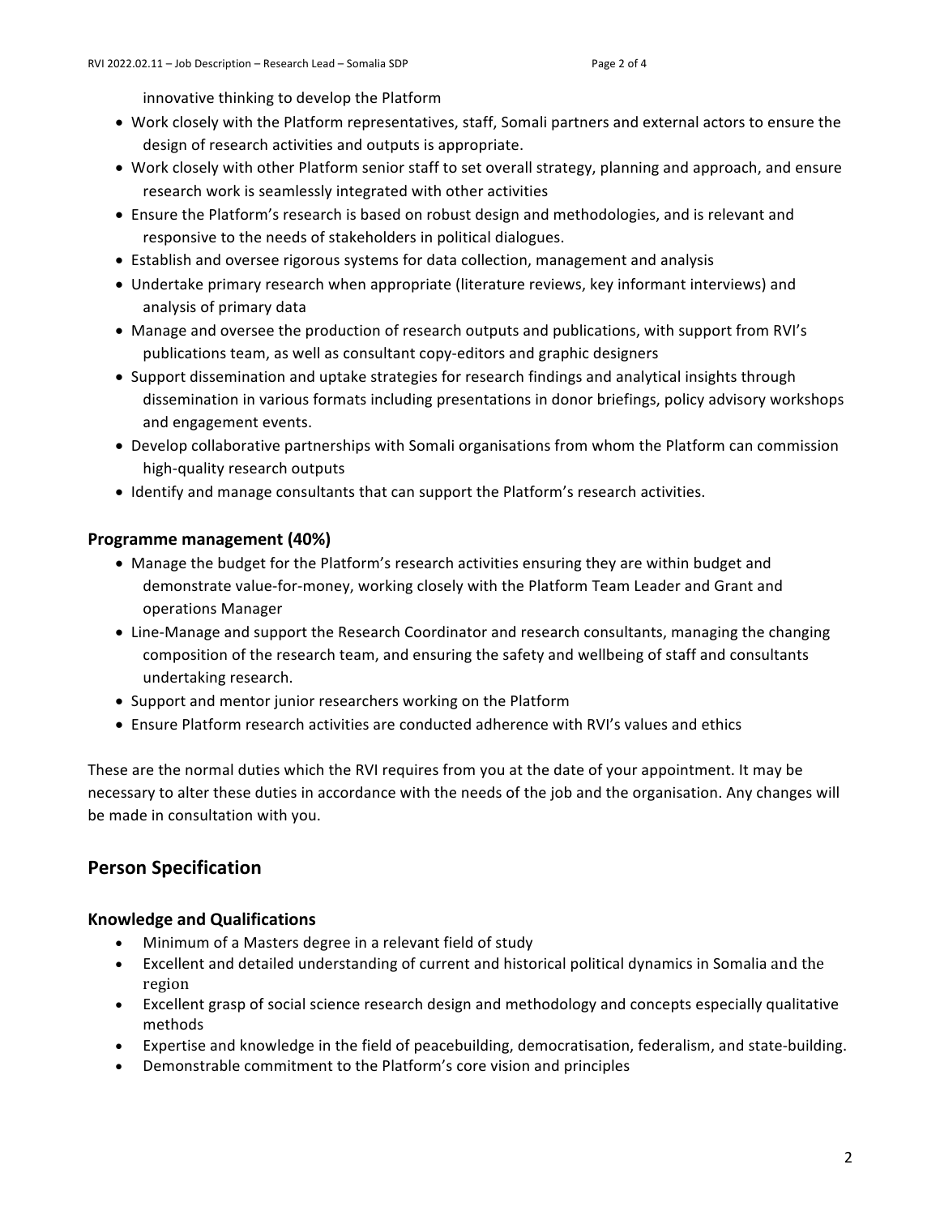innovative thinking to develop the Platform

- Work closely with the Platform representatives, staff, Somali partners and external actors to ensure the design of research activities and outputs is appropriate.
- Work closely with other Platform senior staff to set overall strategy, planning and approach, and ensure research work is seamlessly integrated with other activities
- Ensure the Platform's research is based on robust design and methodologies, and is relevant and responsive to the needs of stakeholders in political dialogues.
- Establish and oversee rigorous systems for data collection, management and analysis
- Undertake primary research when appropriate (literature reviews, key informant interviews) and analysis of primary data
- Manage and oversee the production of research outputs and publications, with support from RVI's publications team, as well as consultant copy-editors and graphic designers
- Support dissemination and uptake strategies for research findings and analytical insights through dissemination in various formats including presentations in donor briefings, policy advisory workshops and engagement events.
- Develop collaborative partnerships with Somali organisations from whom the Platform can commission high-quality research outputs
- Identify and manage consultants that can support the Platform's research activities.

### Programme management (40%)

- Manage the budget for the Platform's research activities ensuring they are within budget and demonstrate value-for-money, working closely with the Platform Team Leader and Grant and operations Manager
- Line-Manage and support the Research Coordinator and research consultants, managing the changing composition of the research team, and ensuring the safety and wellbeing of staff and consultants undertaking research.
- Support and mentor junior researchers working on the Platform
- Ensure Platform research activities are conducted adherence with RVI's values and ethics

These are the normal duties which the RVI requires from you at the date of your appointment. It may be necessary to alter these duties in accordance with the needs of the job and the organisation. Any changes will be made in consultation with you.

## Person Specification

### Knowledge and Qualifications

- Minimum of a Masters degree in a relevant field of study
- Excellent and detailed understanding of current and historical political dynamics in Somalia and the region
- Excellent grasp of social science research design and methodology and concepts especially qualitative methods
- Expertise and knowledge in the field of peacebuilding, democratisation, federalism, and state-building.
- Demonstrable commitment to the Platform's core vision and principles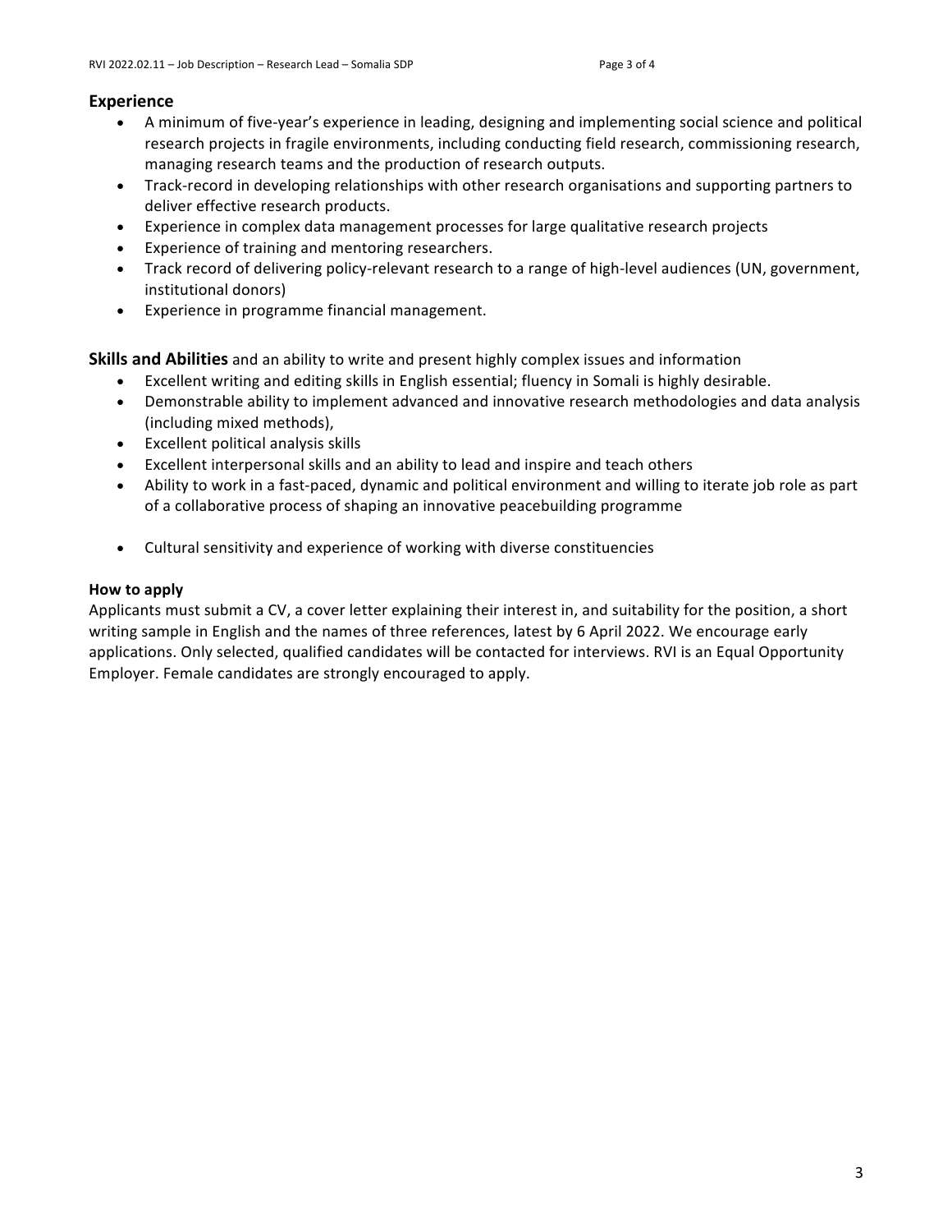## Experience

- A minimum of five-year's experience in leading, designing and implementing social science and political research projects in fragile environments, including conducting field research, commissioning research, managing research teams and the production of research outputs.
- Track-record in developing relationships with other research organisations and supporting partners to deliver effective research products.
- Experience in complex data management processes for large qualitative research projects
- Experience of training and mentoring researchers.
- Track record of delivering policy-relevant research to a range of high-level audiences (UN, government, institutional donors)
- Experience in programme financial management.

**Skills and Abilities** and an ability to write and present highly complex issues and information

- Excellent writing and editing skills in English essential; fluency in Somali is highly desirable.
- Demonstrable ability to implement advanced and innovative research methodologies and data analysis (including mixed methods),
- Excellent political analysis skills
- Excellent interpersonal skills and an ability to lead and inspire and teach others
- Ability to work in a fast-paced, dynamic and political environment and willing to iterate job role as part of a collaborative process of shaping an innovative peacebuilding programme
- Cultural sensitivity and experience of working with diverse constituencies

**How to apply**

Applicants must submit a CV, a cover letter explaining their interest in, and suitability for the position, a short writing sample in English and the names of three references, latest by 6 April 2022. We encourage early applications. Only selected, qualified candidates will be contacted for interviews. RVI is an Equal Opportunity Employer. Female candidates are strongly encouraged to apply.